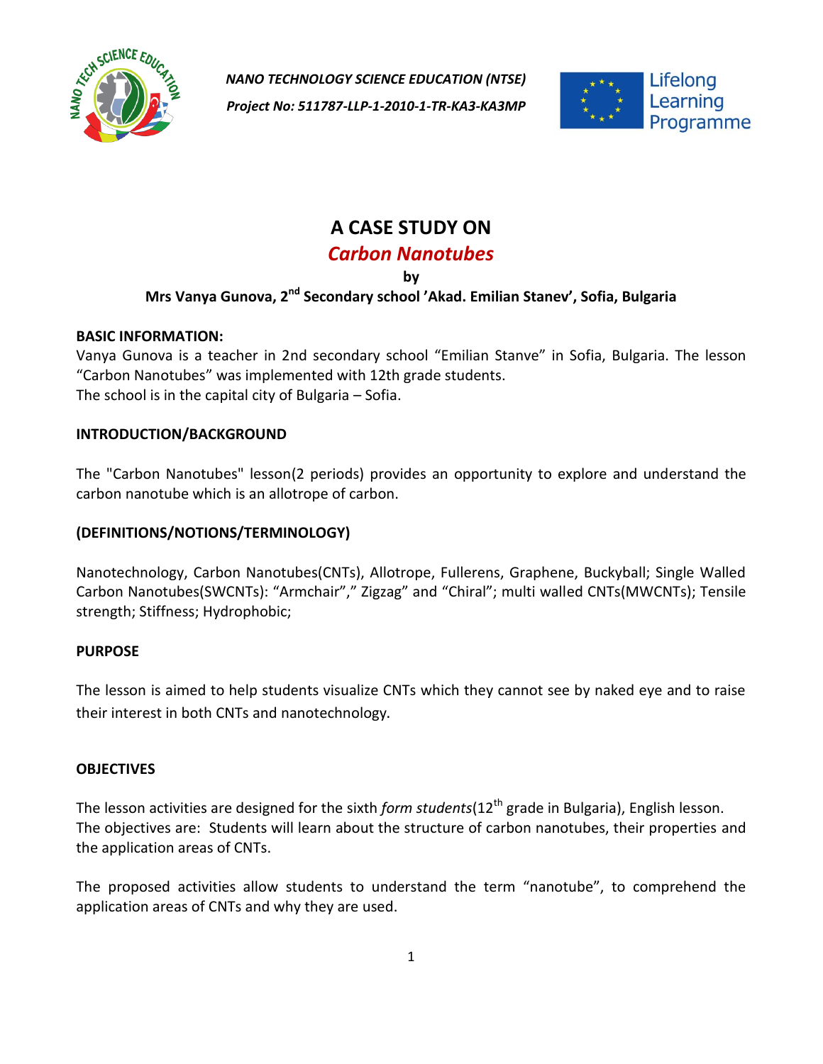*NANO TECHNOLOGY SCIENCE EDUCATION (NTSE)*

*Project No: 511787-LLP-1-2010-1-TR-KA3-KA3MP*

# A CASE STUDY ON

## *Carbon Nanotubes*

**by**

**Mrs Vanya Gunova, 2nd Secondary school 'Akad. Emilian Stanev', Sofia, Bulgaria**

**BASIC INFORMATION:**

Vanya Gunova is a teacher in 2nd secondary school "Emilian Stanve" in Sofia, Bulgaria. The lesson "Carbon Nanotubes" was implemented with 12th grade students.
The school is in the capital city of Bulgaria – Sofia.

**INTRODUCTION/BACKGROUND**

The "Carbon Nanotubes" lesson(2 periods) provides an opportunity to explore and understand the carbon nanotube which is an allotrope of carbon.

**(DEFINITIONS/NOTIONS/TERMINOLOGY)**

Nanotechnology, Carbon Nanotubes(CNTs), Allotrope, Fullerens, Graphene, Buckyball; Single Walled Carbon Nanotubes(SWCNTs): "Armchair"," Zigzag" and "Chiral"; multi walled CNTs(MWCNTs); Tensile strength; Stiffness; Hydrophobic;

**PURPOSE**

The lesson is aimed to help students visualize CNTs which they cannot see by naked eye and to raise their interest in both CNTs and nanotechnology.

**OBJECTIVES**

The lesson activities are designed for the sixth *form students*(12th grade in Bulgaria), English lesson.
The objectives are: Students will learn about the structure of carbon nanotubes, their properties and the application areas of CNTs.

The proposed activities allow students to understand the term "nanotube", to comprehend the application areas of CNTs and why they are used.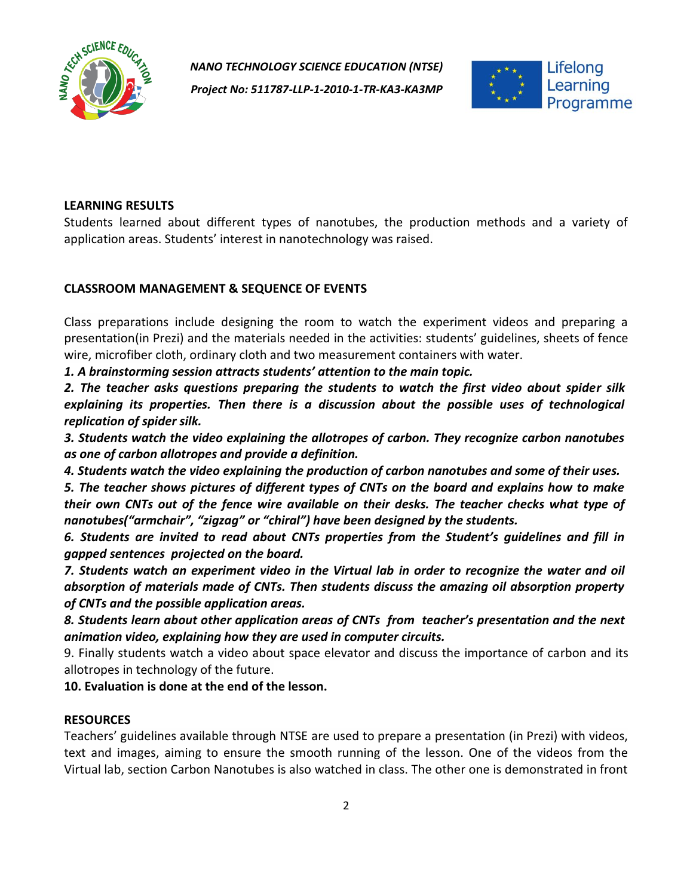## LEARNING RESULTS

Students learned about different types of nanotubes, the production methods and a variety of application areas. Students' interest in nanotechnology was raised.

## CLASSROOM MANAGEMENT & SEQUENCE OF EVENTS

Class preparations include designing the room to watch the experiment videos and preparing a presentation(in Prezi) and the materials needed in the activities: students' guidelines, sheets of fence wire, microfiber cloth, ordinary cloth and two measurement containers with water.

***1. A brainstorming session attracts students' attention to the main topic.***

***2. The teacher asks questions preparing the students to watch the first video about spider silk explaining its properties. Then there is a discussion about the possible uses of technological replication of spider silk.***

***3. Students watch the video explaining the allotropes of carbon. They recognize carbon nanotubes as one of carbon allotropes and provide a definition.***

***4. Students watch the video explaining the production of carbon nanotubes and some of their uses.***

***5. The teacher shows pictures of different types of CNTs on the board and explains how to make their own CNTs out of the fence wire available on their desks. The teacher checks what type of nanotubes("armchair", "zigzag" or "chiral") have been designed by the students.***

***6. Students are invited to read about CNTs properties from the Student's guidelines and fill in gapped sentences projected on the board.***

***7. Students watch an experiment video in the Virtual lab in order to recognize the water and oil absorption of materials made of CNTs. Then students discuss the amazing oil absorption property of CNTs and the possible application areas.***

***8. Students learn about other application areas of CNTs from teacher's presentation and the next animation video, explaining how they are used in computer circuits.***

9. Finally students watch a video about space elevator and discuss the importance of carbon and its allotropes in technology of the future.

**10. Evaluation is done at the end of the lesson.**

## RESOURCES

Teachers' guidelines available through NTSE are used to prepare a presentation (in Prezi) with videos, text and images, aiming to ensure the smooth running of the lesson. One of the videos from the Virtual lab, section Carbon Nanotubes is also watched in class. The other one is demonstrated in front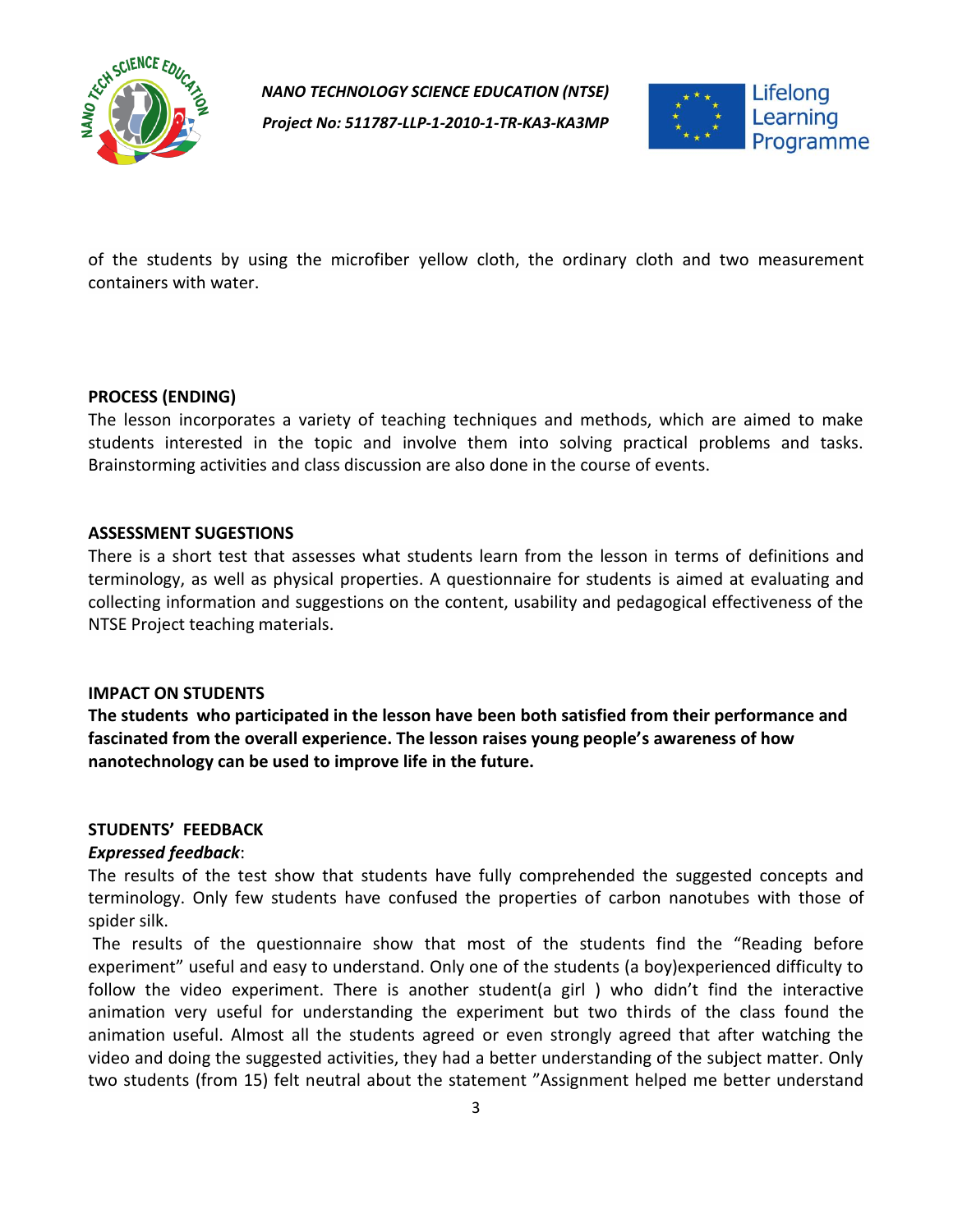of the students by using the microfiber yellow cloth, the ordinary cloth and two measurement containers with water.

**PROCESS (ENDING)**

The lesson incorporates a variety of teaching techniques and methods, which are aimed to make students interested in the topic and involve them into solving practical problems and tasks. Brainstorming activities and class discussion are also done in the course of events.

**ASSESSMENT SUGESTIONS**

There is a short test that assesses what students learn from the lesson in terms of definitions and terminology, as well as physical properties. A questionnaire for students is aimed at evaluating and collecting information and suggestions on the content, usability and pedagogical effectiveness of the NTSE Project teaching materials.

**IMPACT ON STUDENTS**

**The students who participated in the lesson have been both satisfied from their performance and fascinated from the overall experience. The lesson raises young people's awareness of how nanotechnology can be used to improve life in the future.**

**STUDENTS' FEEDBACK**

***Expressed feedback***:

The results of the test show that students have fully comprehended the suggested concepts and terminology. Only few students have confused the properties of carbon nanotubes with those of spider silk.

The results of the questionnaire show that most of the students find the "Reading before experiment" useful and easy to understand. Only one of the students (a boy)experienced difficulty to follow the video experiment. There is another student(a girl ) who didn't find the interactive animation very useful for understanding the experiment but two thirds of the class found the animation useful. Almost all the students agreed or even strongly agreed that after watching the video and doing the suggested activities, they had a better understanding of the subject matter. Only two students (from 15) felt neutral about the statement "Assignment helped me better understand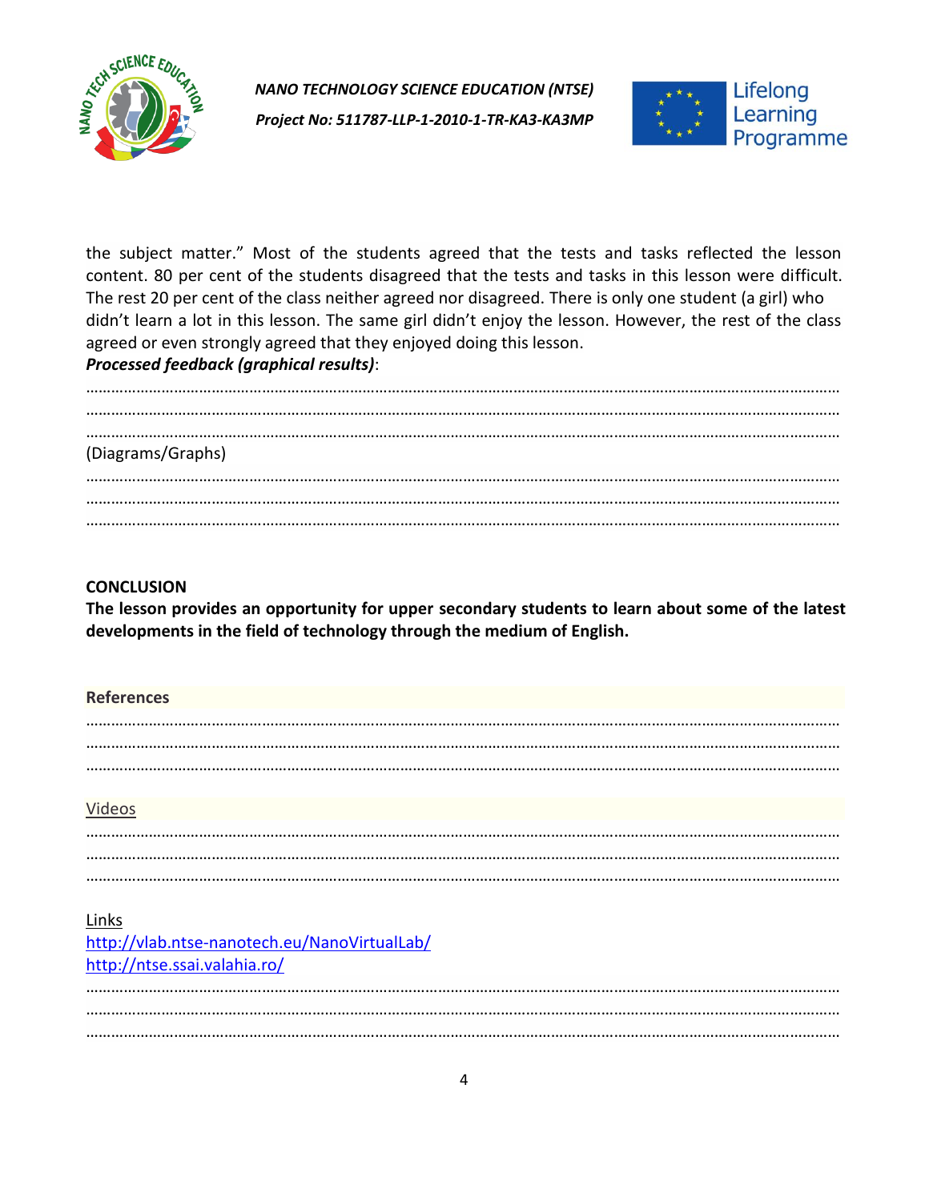the subject matter." Most of the students agreed that the tests and tasks reflected the lesson content. 80 per cent of the students disagreed that the tests and tasks in this lesson were difficult. The rest 20 per cent of the class neither agreed nor disagreed. There is only one student (a girl) who didn't learn a lot in this lesson. The same girl didn't enjoy the lesson. However, the rest of the class agreed or even strongly agreed that they enjoyed doing this lesson.

***Processed feedback (graphical results)***:

………………………………………………………………………………………………………………………………………………

………………………………………………………………………………………………………………………………………………

………………………………………………………………………………………………………………………………………………

(Diagrams/Graphs)

………………………………………………………………………………………………………………………………………………

………………………………………………………………………………………………………………………………………………

………………………………………………………………………………………………………………………………………………

**CONCLUSION**

**The lesson provides an opportunity for upper secondary students to learn about some of the latest developments in the field of technology through the medium of English.**

**References**

………………………………………………………………………………………………………………………………………………

………………………………………………………………………………………………………………………………………………

………………………………………………………………………………………………………………………………………………

Videos

………………………………………………………………………………………………………………………………………………

………………………………………………………………………………………………………………………………………………

………………………………………………………………………………………………………………………………………………

Links

http://vlab.ntse-nanotech.eu/NanoVirtualLab/

http://ntse.ssai.valahia.ro/

………………………………………………………………………………………………………………………………………………

………………………………………………………………………………………………………………………………………………

………………………………………………………………………………………………………………………………………………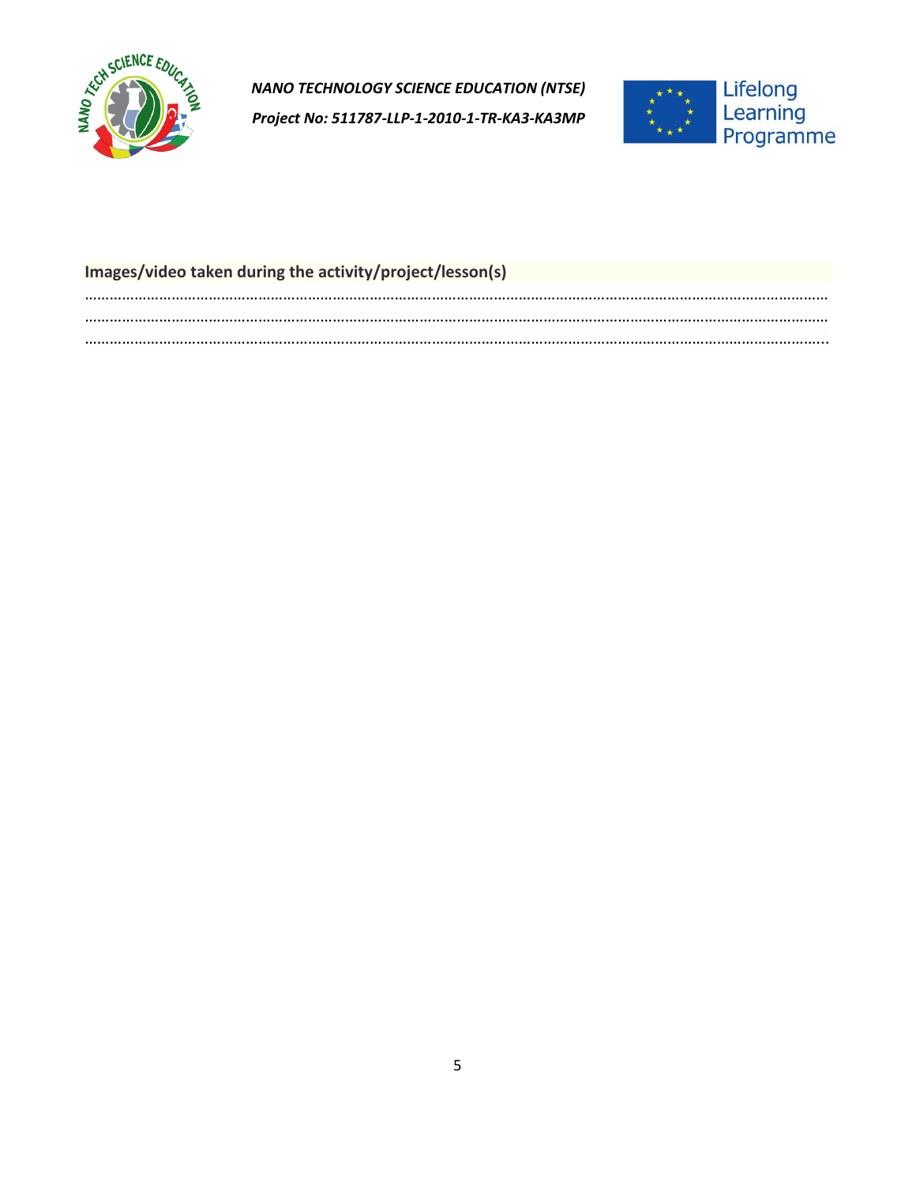**Images/video taken during the activity/project/lesson(s)**

………………………………………………………………………………………………………………………………………………………………
………………………………………………………………………………………………………………………………………………………………
………………………………………………………………………………………………………………………………………………………………